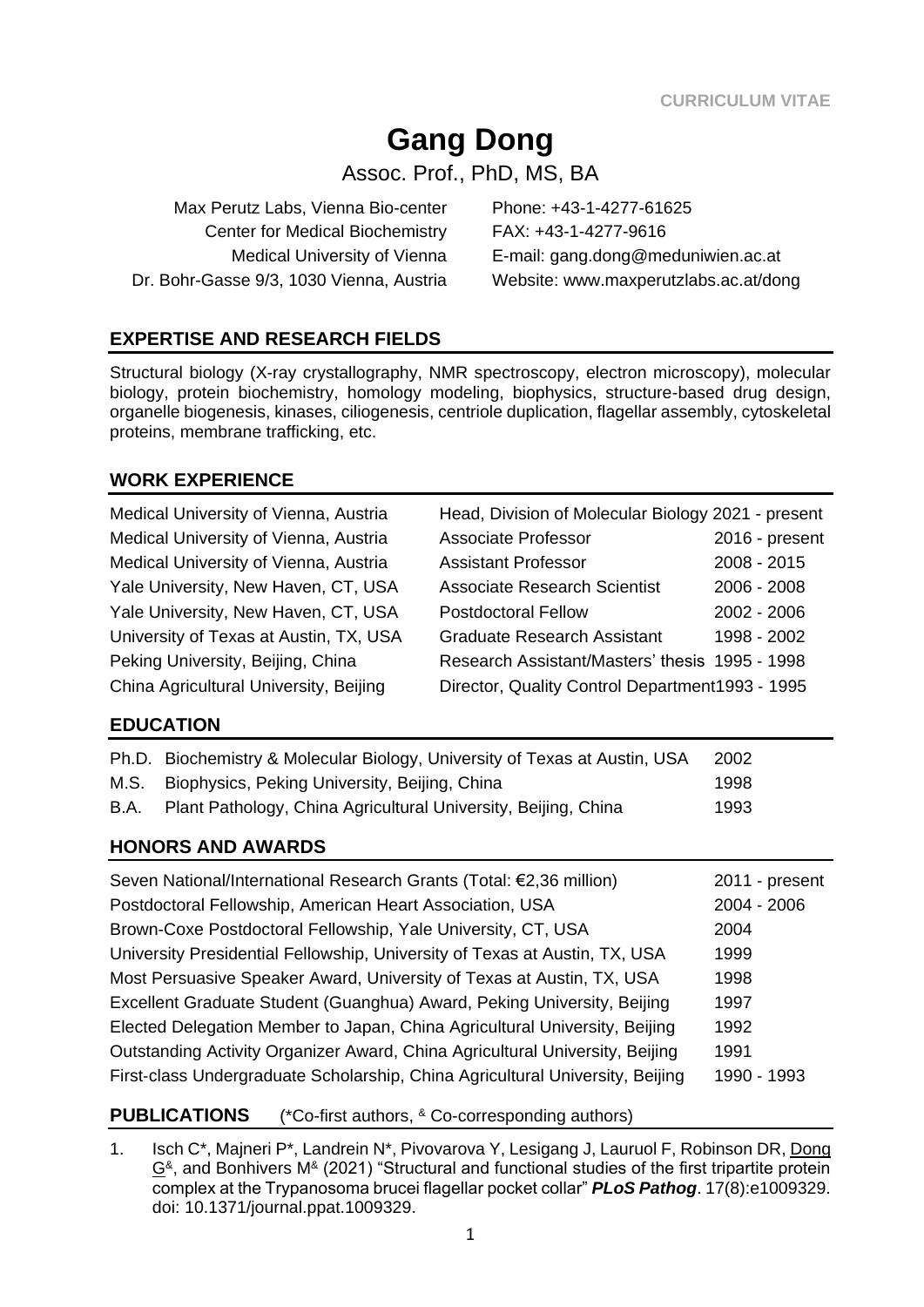CURRICULUM VITAE

# Gang Dong

Assoc. Prof., PhD, MS, BA

Max Perutz Labs, Vienna Bio-center
Center for Medical Biochemistry
Medical University of Vienna
Dr. Bohr-Gasse 9/3, 1030 Vienna, Austria

Phone: +43-1-4277-61625
FAX: +43-1-4277-9616
E-mail: gang.dong@meduniwien.ac.at
Website: www.maxperutzlabs.ac.at/dong

## EXPERTISE AND RESEARCH FIELDS

Structural biology (X-ray crystallography, NMR spectroscopy, electron microscopy), molecular biology, protein biochemistry, homology modeling, biophysics, structure-based drug design, organelle biogenesis, kinases, ciliogenesis, centriole duplication, flagellar assembly, cytoskeletal proteins, membrane trafficking, etc.

## WORK EXPERIENCE

| | | |
|---|---|---|
| Medical University of Vienna, Austria | Head, Division of Molecular Biology | 2021 - present |
| Medical University of Vienna, Austria | Associate Professor | 2016 - present |
| Medical University of Vienna, Austria | Assistant Professor | 2008 - 2015 |
| Yale University, New Haven, CT, USA | Associate Research Scientist | 2006 - 2008 |
| Yale University, New Haven, CT, USA | Postdoctoral Fellow | 2002 - 2006 |
| University of Texas at Austin, TX, USA | Graduate Research Assistant | 1998 - 2002 |
| Peking University, Beijing, China | Research Assistant/Masters' thesis | 1995 - 1998 |
| China Agricultural University, Beijing | Director, Quality Control Department | 1993 - 1995 |

## EDUCATION

| | | |
|---|---|---|
| Ph.D. | Biochemistry & Molecular Biology, University of Texas at Austin, USA | 2002 |
| M.S. | Biophysics, Peking University, Beijing, China | 1998 |
| B.A. | Plant Pathology, China Agricultural University, Beijing, China | 1993 |

## HONORS AND AWARDS

| | |
|---|---|
| Seven National/International Research Grants (Total: €2,36 million) | 2011 - present |
| Postdoctoral Fellowship, American Heart Association, USA | 2004 - 2006 |
| Brown-Coxe Postdoctoral Fellowship, Yale University, CT, USA | 2004 |
| University Presidential Fellowship, University of Texas at Austin, TX, USA | 1999 |
| Most Persuasive Speaker Award, University of Texas at Austin, TX, USA | 1998 |
| Excellent Graduate Student (Guanghua) Award, Peking University, Beijing | 1997 |
| Elected Delegation Member to Japan, China Agricultural University, Beijing | 1992 |
| Outstanding Activity Organizer Award, China Agricultural University, Beijing | 1991 |
| First-class Undergraduate Scholarship, China Agricultural University, Beijing | 1990 - 1993 |

## PUBLICATIONS (*Co-first authors, [&] Co-corresponding authors)

1. Isch C*, Majneri P*, Landrein N*, Pivovarova Y, Lesigang J, Lauruol F, Robinson DR, Dong G[&], and Bonhivers M[&] (2021) "Structural and functional studies of the first tripartite protein complex at the Trypanosoma brucei flagellar pocket collar" ***PLoS Pathog***. 17(8):e1009329. doi: 10.1371/journal.ppat.1009329.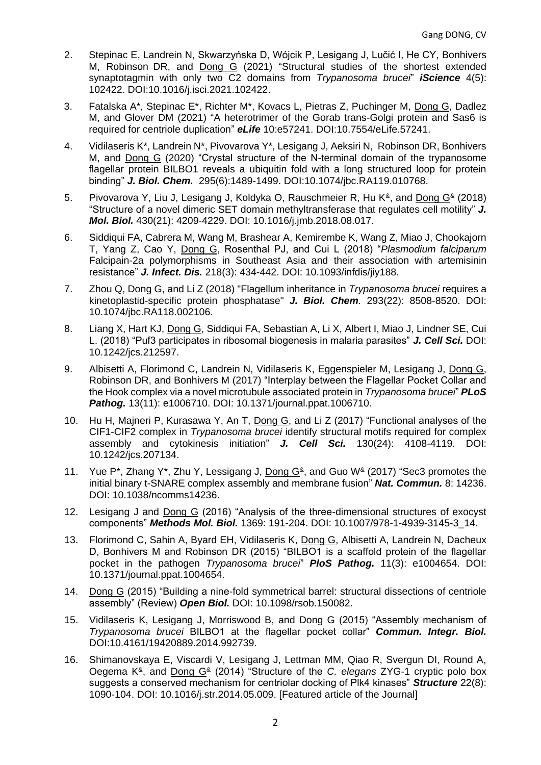2. Stepinac E, Landrein N, Skwarzyńska D, Wójcik P, Lesigang J, Lučić I, He CY, Bonhivers M, Robinson DR, and Dong G (2021) "Structural studies of the shortest extended synaptotagmin with only two C2 domains from *Trypanosoma brucei*" ***iScience*** 4(5): 102422. DOI:10.1016/j.isci.2021.102422.

3. Fatalska A*, Stepinac E*, Richter M*, Kovacs L, Pietras Z, Puchinger M, Dong G, Dadlez M, and Glover DM (2021) "A heterotrimer of the Gorab trans-Golgi protein and Sas6 is required for centriole duplication" ***eLife*** 10:e57241. DOI:10.7554/eLife.57241.

4. Vidilaseris K*, Landrein N*, Pivovarova Y*, Lesigang J, Aeksiri N, Robinson DR, Bonhivers M, and Dong G (2020) "Crystal structure of the N-terminal domain of the trypanosome flagellar protein BILBO1 reveals a ubiquitin fold with a long structured loop for protein binding" ***J. Biol. Chem.*** 295(6):1489-1499. DOI:10.1074/jbc.RA119.010768.

5. Pivovarova Y, Liu J, Lesigang J, Koldyka O, Rauschmeier R, Hu K[&], and Dong G[&] (2018) "Structure of a novel dimeric SET domain methyltransferase that regulates cell motility" ***J. Mol. Biol.*** 430(21): 4209-4229. DOI: 10.1016/j.jmb.2018.08.017.

6. Siddiqui FA, Cabrera M, Wang M, Brashear A, Kemirembe K, Wang Z, Miao J, Chookajorn T, Yang Z, Cao Y, Dong G, Rosenthal PJ, and Cui L (2018) "*Plasmodium falciparum* Falcipain-2a polymorphisms in Southeast Asia and their association with artemisinin resistance" ***J. Infect. Dis.*** 218(3): 434-442. DOI: 10.1093/infdis/jiy188.

7. Zhou Q, Dong G, and Li Z (2018) "Flagellum inheritance in *Trypanosoma brucei* requires a kinetoplastid-specific protein phosphatase" ***J. Biol. Chem.*** 293(22): 8508-8520. DOI: 10.1074/jbc.RA118.002106.

8. Liang X, Hart KJ, Dong G, Siddiqui FA, Sebastian A, Li X, Albert I, Miao J, Lindner SE, Cui L. (2018) "Puf3 participates in ribosomal biogenesis in malaria parasites" ***J. Cell Sci.*** DOI: 10.1242/jcs.212597.

9. Albisetti A, Florimond C, Landrein N, Vidilaseris K, Eggenspieler M, Lesigang J, Dong G, Robinson DR, and Bonhivers M (2017) "Interplay between the Flagellar Pocket Collar and the Hook complex via a novel microtubule associated protein in *Trypanosoma brucei*" ***PLoS Pathog.*** 13(11): e1006710. DOI: 10.1371/journal.ppat.1006710.

10. Hu H, Majneri P, Kurasawa Y, An T, Dong G, and Li Z (2017) "Functional analyses of the CIF1-CIF2 complex in *Trypanosoma brucei* identify structural motifs required for complex assembly and cytokinesis initiation" ***J. Cell Sci.*** 130(24): 4108-4119. DOI: 10.1242/jcs.207134.

11. Yue P*, Zhang Y*, Zhu Y, Lessigang J, Dong G[&], and Guo W[&] (2017) "Sec3 promotes the initial binary t-SNARE complex assembly and membrane fusion" ***Nat. Commun.*** 8: 14236. DOI: 10.1038/ncomms14236.

12. Lesigang J and Dong G (2016) "Analysis of the three-dimensional structures of exocyst components" ***Methods Mol. Biol.*** 1369: 191-204. DOI: 10.1007/978-1-4939-3145-3_14.

13. Florimond C, Sahin A, Byard EH, Vidilaseris K, Dong G, Albisetti A, Landrein N, Dacheux D, Bonhivers M and Robinson DR (2015) "BILBO1 is a scaffold protein of the flagellar pocket in the pathogen *Trypanosoma brucei*" ***PloS Pathog.*** 11(3): e1004654. DOI: 10.1371/journal.ppat.1004654.

14. Dong G (2015) "Building a nine-fold symmetrical barrel: structural dissections of centriole assembly" (Review) ***Open Biol.*** DOI: 10.1098/rsob.150082.

15. Vidilaseris K, Lesigang J, Morriswood B, and Dong G (2015) "Assembly mechanism of *Trypanosoma brucei* BILBO1 at the flagellar pocket collar" ***Commun. Integr. Biol.*** DOI:10.4161/19420889.2014.992739.

16. Shimanovskaya E, Viscardi V, Lesigang J, Lettman MM, Qiao R, Svergun DI, Round A, Oegema K[&], and Dong G[&] (2014) "Structure of the *C. elegans* ZYG-1 cryptic polo box suggests a conserved mechanism for centriolar docking of Plk4 kinases" ***Structure*** 22(8): 1090-104. DOI: 10.1016/j.str.2014.05.009. [Featured article of the Journal]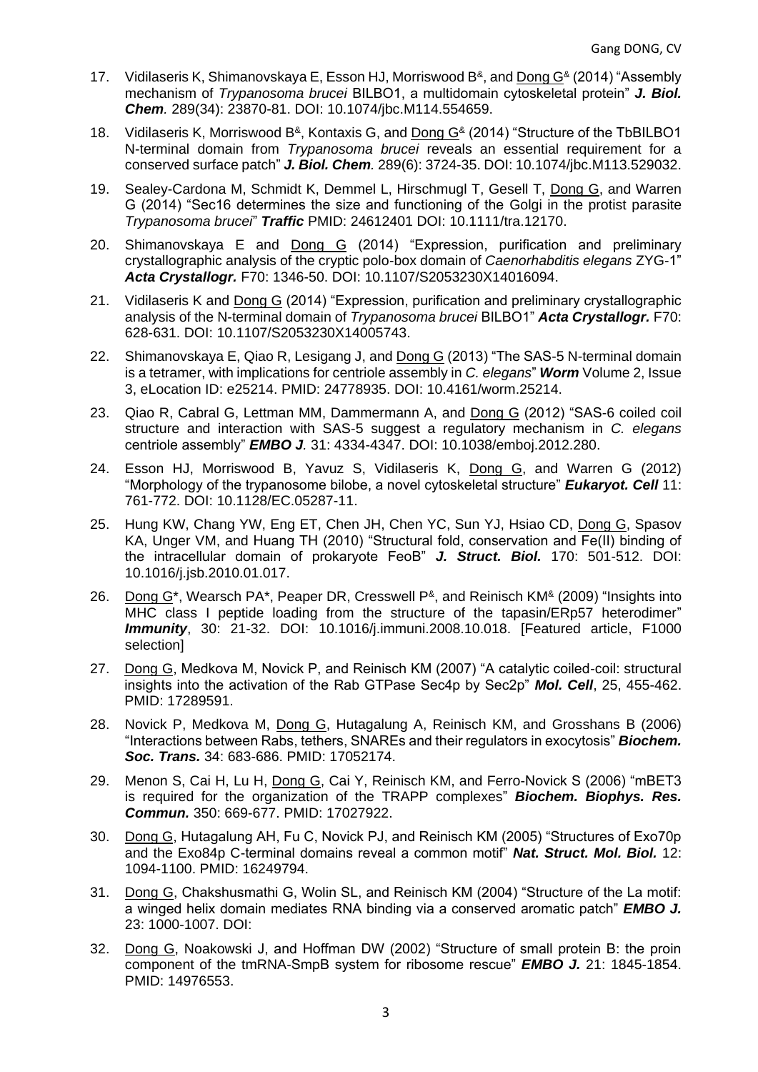17. Vidilaseris K, Shimanovskaya E, Esson HJ, Morriswood B[&], and Dong G[&] (2014) "Assembly mechanism of *Trypanosoma brucei* BILBO1, a multidomain cytoskeletal protein" ***J. Biol. Chem.*** 289(34): 23870-81. DOI: 10.1074/jbc.M114.554659.

18. Vidilaseris K, Morriswood B[&], Kontaxis G, and Dong G[&] (2014) "Structure of the TbBILBO1 N-terminal domain from *Trypanosoma brucei* reveals an essential requirement for a conserved surface patch" ***J. Biol. Chem.*** 289(6): 3724-35. DOI: 10.1074/jbc.M113.529032.

19. Sealey-Cardona M, Schmidt K, Demmel L, Hirschmugl T, Gesell T, Dong G, and Warren G (2014) "Sec16 determines the size and functioning of the Golgi in the protist parasite *Trypanosoma brucei*" ***Traffic*** PMID: 24612401 DOI: 10.1111/tra.12170.

20. Shimanovskaya E and Dong G (2014) "Expression, purification and preliminary crystallographic analysis of the cryptic polo-box domain of *Caenorhabditis elegans* ZYG-1" ***Acta Crystallogr.*** F70: 1346-50. DOI: 10.1107/S2053230X14016094.

21. Vidilaseris K and Dong G (2014) "Expression, purification and preliminary crystallographic analysis of the N-terminal domain of *Trypanosoma brucei* BILBO1" ***Acta Crystallogr.*** F70: 628-631. DOI: 10.1107/S2053230X14005743.

22. Shimanovskaya E, Qiao R, Lesigang J, and Dong G (2013) "The SAS-5 N-terminal domain is a tetramer, with implications for centriole assembly in *C. elegans*" ***Worm*** Volume 2, Issue 3, eLocation ID: e25214. PMID: 24778935. DOI: 10.4161/worm.25214.

23. Qiao R, Cabral G, Lettman MM, Dammermann A, and Dong G (2012) "SAS-6 coiled coil structure and interaction with SAS-5 suggest a regulatory mechanism in *C. elegans* centriole assembly" ***EMBO J.*** 31: 4334-4347. DOI: 10.1038/emboj.2012.280.

24. Esson HJ, Morriswood B, Yavuz S, Vidilaseris K, Dong G, and Warren G (2012) "Morphology of the trypanosome bilobe, a novel cytoskeletal structure" ***Eukaryot. Cell*** 11: 761-772. DOI: 10.1128/EC.05287-11.

25. Hung KW, Chang YW, Eng ET, Chen JH, Chen YC, Sun YJ, Hsiao CD, Dong G, Spasov KA, Unger VM, and Huang TH (2010) "Structural fold, conservation and Fe(II) binding of the intracellular domain of prokaryote FeoB" ***J. Struct. Biol.*** 170: 501-512. DOI: 10.1016/j.jsb.2010.01.017.

26. Dong G*, Wearsch PA*, Peaper DR, Cresswell P[&], and Reinisch KM[&] (2009) "Insights into MHC class I peptide loading from the structure of the tapasin/ERp57 heterodimer" ***Immunity***, 30: 21-32. DOI: 10.1016/j.immuni.2008.10.018. [Featured article, F1000 selection]

27. Dong G, Medkova M, Novick P, and Reinisch KM (2007) "A catalytic coiled-coil: structural insights into the activation of the Rab GTPase Sec4p by Sec2p" ***Mol. Cell***, 25, 455-462. PMID: 17289591.

28. Novick P, Medkova M, Dong G, Hutagalung A, Reinisch KM, and Grosshans B (2006) "Interactions between Rabs, tethers, SNAREs and their regulators in exocytosis" ***Biochem. Soc. Trans.*** 34: 683-686. PMID: 17052174.

29. Menon S, Cai H, Lu H, Dong G, Cai Y, Reinisch KM, and Ferro-Novick S (2006) "mBET3 is required for the organization of the TRAPP complexes" ***Biochem. Biophys. Res. Commun.*** 350: 669-677. PMID: 17027922.

30. Dong G, Hutagalung AH, Fu C, Novick PJ, and Reinisch KM (2005) "Structures of Exo70p and the Exo84p C-terminal domains reveal a common motif" ***Nat. Struct. Mol. Biol.*** 12: 1094-1100. PMID: 16249794.

31. Dong G, Chakshusmathi G, Wolin SL, and Reinisch KM (2004) "Structure of the La motif: a winged helix domain mediates RNA binding via a conserved aromatic patch" ***EMBO J.*** 23: 1000-1007. DOI:

32. Dong G, Noakowski J, and Hoffman DW (2002) "Structure of small protein B: the proin component of the tmRNA-SmpB system for ribosome rescue" ***EMBO J.*** 21: 1845-1854. PMID: 14976553.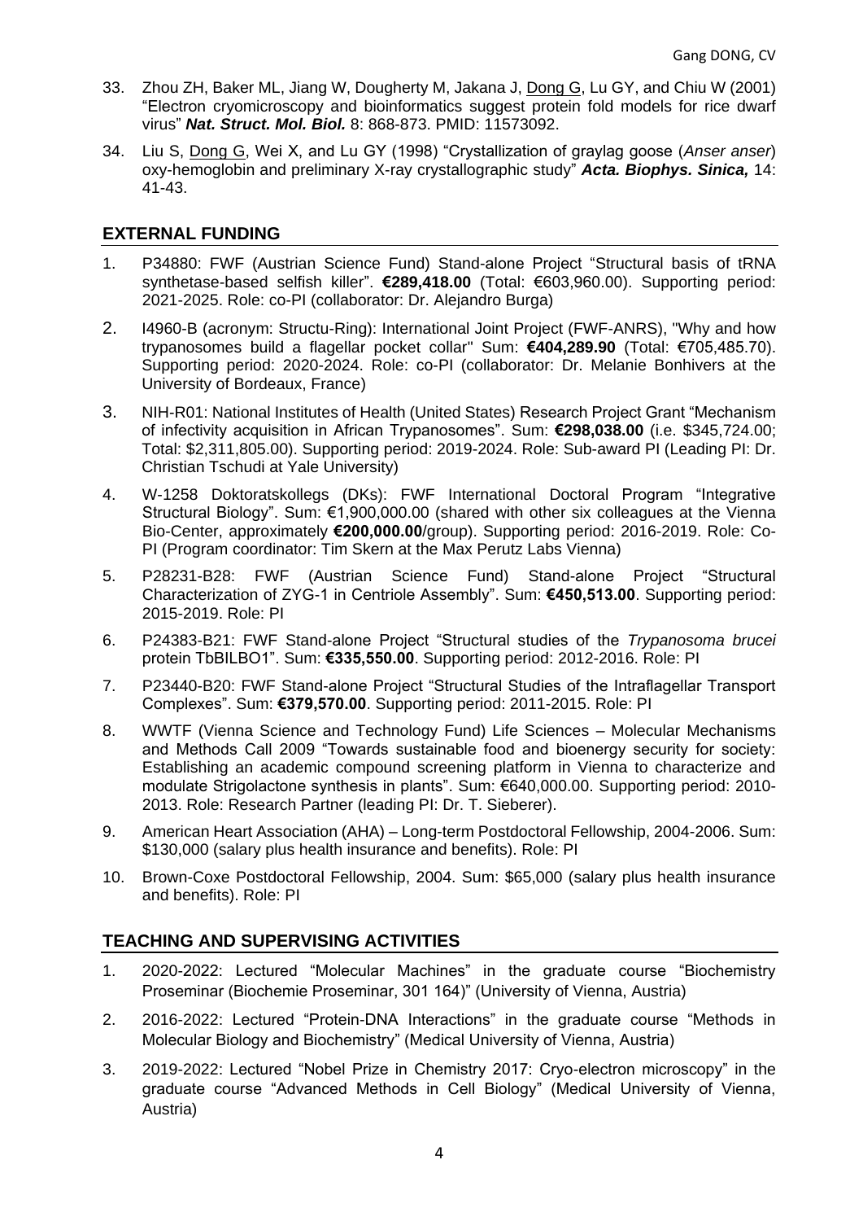33. Zhou ZH, Baker ML, Jiang W, Dougherty M, Jakana J, Dong G, Lu GY, and Chiu W (2001) “Electron cryomicroscopy and bioinformatics suggest protein fold models for rice dwarf virus” ***Nat. Struct. Mol. Biol.*** 8: 868-873. PMID: 11573092.

34. Liu S, Dong G, Wei X, and Lu GY (1998) “Crystallization of graylag goose (*Anser anser*) oxy-hemoglobin and preliminary X-ray crystallographic study” ***Acta. Biophys. Sinica,*** 14: 41-43.

## EXTERNAL FUNDING

1. P34880: FWF (Austrian Science Fund) Stand-alone Project “Structural basis of tRNA synthetase-based selfish killer”. **€289,418.00** (Total: €603,960.00). Supporting period: 2021-2025. Role: co-PI (collaborator: Dr. Alejandro Burga)

2. I4960-B (acronym: Structu-Ring): International Joint Project (FWF-ANRS), "Why and how trypanosomes build a flagellar pocket collar" Sum: **€404,289.90** (Total: €705,485.70). Supporting period: 2020-2024. Role: co-PI (collaborator: Dr. Melanie Bonhivers at the University of Bordeaux, France)

3. NIH-R01: National Institutes of Health (United States) Research Project Grant “Mechanism of infectivity acquisition in African Trypanosomes”. Sum: **€298,038.00** (i.e. $345,724.00; Total: $2,311,805.00). Supporting period: 2019-2024. Role: Sub-award PI (Leading PI: Dr. Christian Tschudi at Yale University)

4. W-1258 Doktoratskollegs (DKs): FWF International Doctoral Program “Integrative Structural Biology”. Sum: €1,900,000.00 (shared with other six colleagues at the Vienna Bio-Center, approximately **€200,000.00**/group). Supporting period: 2016-2019. Role: Co-PI (Program coordinator: Tim Skern at the Max Perutz Labs Vienna)

5. P28231-B28: FWF (Austrian Science Fund) Stand-alone Project “Structural Characterization of ZYG-1 in Centriole Assembly”. Sum: **€450,513.00**. Supporting period: 2015-2019. Role: PI

6. P24383-B21: FWF Stand-alone Project “Structural studies of the *Trypanosoma brucei* protein TbBILBO1”. Sum: **€335,550.00**. Supporting period: 2012-2016. Role: PI

7. P23440-B20: FWF Stand-alone Project “Structural Studies of the Intraflagellar Transport Complexes”. Sum: **€379,570.00**. Supporting period: 2011-2015. Role: PI

8. WWTF (Vienna Science and Technology Fund) Life Sciences – Molecular Mechanisms and Methods Call 2009 “Towards sustainable food and bioenergy security for society: Establishing an academic compound screening platform in Vienna to characterize and modulate Strigolactone synthesis in plants”. Sum: €640,000.00. Supporting period: 2010-2013. Role: Research Partner (leading PI: Dr. T. Sieberer).

9. American Heart Association (AHA) – Long-term Postdoctoral Fellowship, 2004-2006. Sum: $130,000 (salary plus health insurance and benefits). Role: PI

10. Brown-Coxe Postdoctoral Fellowship, 2004. Sum: $65,000 (salary plus health insurance and benefits). Role: PI

## TEACHING AND SUPERVISING ACTIVITIES

1. 2020-2022: Lectured “Molecular Machines” in the graduate course “Biochemistry Proseminar (Biochemie Proseminar, 301 164)” (University of Vienna, Austria)

2. 2016-2022: Lectured “Protein-DNA Interactions” in the graduate course “Methods in Molecular Biology and Biochemistry” (Medical University of Vienna, Austria)

3. 2019-2022: Lectured “Nobel Prize in Chemistry 2017: Cryo-electron microscopy” in the graduate course “Advanced Methods in Cell Biology” (Medical University of Vienna, Austria)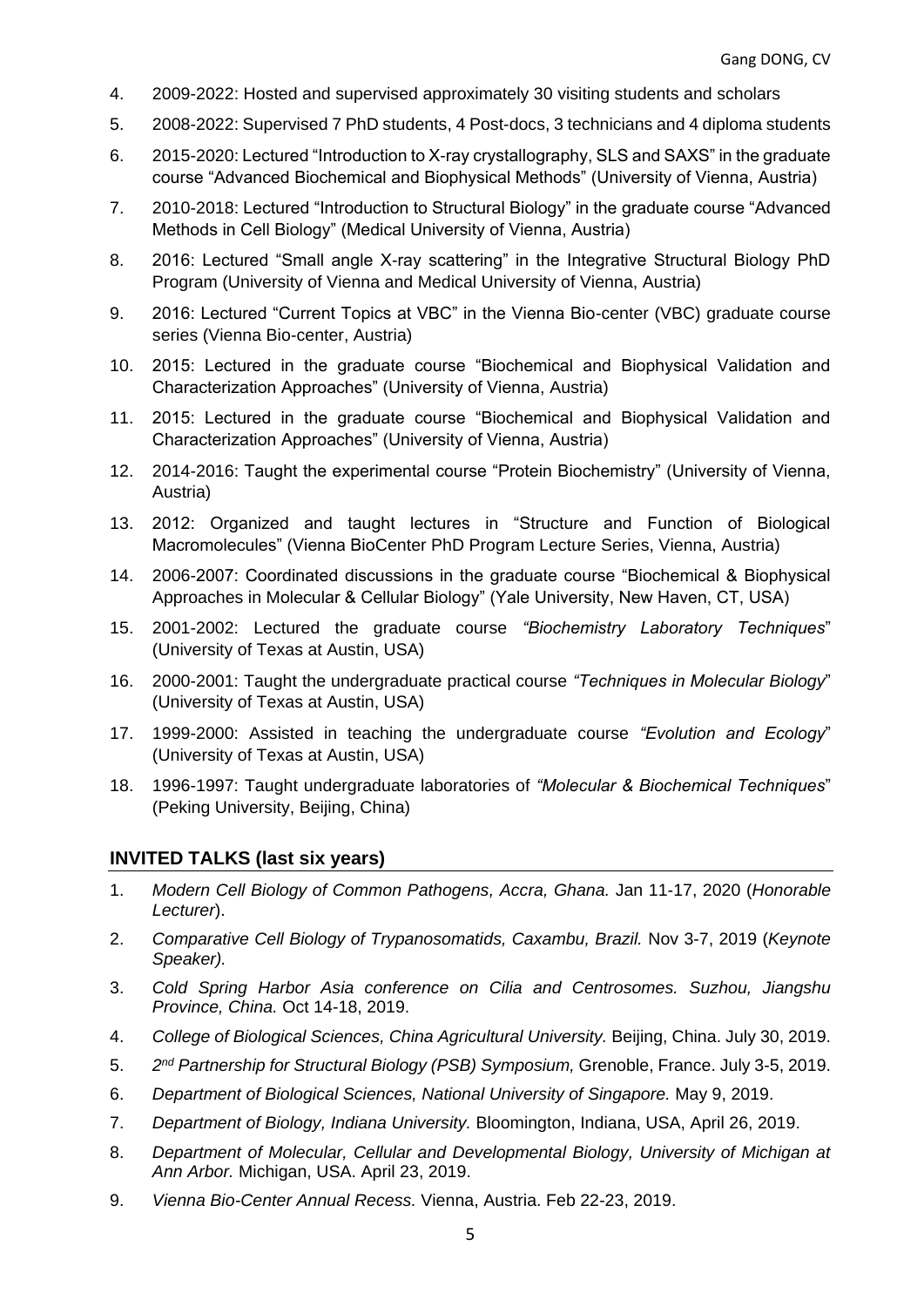4. 2009-2022: Hosted and supervised approximately 30 visiting students and scholars
5. 2008-2022: Supervised 7 PhD students, 4 Post-docs, 3 technicians and 4 diploma students
6. 2015-2020: Lectured "Introduction to X-ray crystallography, SLS and SAXS" in the graduate course "Advanced Biochemical and Biophysical Methods" (University of Vienna, Austria)
7. 2010-2018: Lectured "Introduction to Structural Biology" in the graduate course "Advanced Methods in Cell Biology" (Medical University of Vienna, Austria)
8. 2016: Lectured "Small angle X-ray scattering" in the Integrative Structural Biology PhD Program (University of Vienna and Medical University of Vienna, Austria)
9. 2016: Lectured "Current Topics at VBC" in the Vienna Bio-center (VBC) graduate course series (Vienna Bio-center, Austria)
10. 2015: Lectured in the graduate course "Biochemical and Biophysical Validation and Characterization Approaches" (University of Vienna, Austria)
11. 2015: Lectured in the graduate course "Biochemical and Biophysical Validation and Characterization Approaches" (University of Vienna, Austria)
12. 2014-2016: Taught the experimental course "Protein Biochemistry" (University of Vienna, Austria)
13. 2012: Organized and taught lectures in "Structure and Function of Biological Macromolecules" (Vienna BioCenter PhD Program Lecture Series, Vienna, Austria)
14. 2006-2007: Coordinated discussions in the graduate course "Biochemical & Biophysical Approaches in Molecular & Cellular Biology" (Yale University, New Haven, CT, USA)
15. 2001-2002: Lectured the graduate course *"Biochemistry Laboratory Techniques*" (University of Texas at Austin, USA)
16. 2000-2001: Taught the undergraduate practical course *"Techniques in Molecular Biology*" (University of Texas at Austin, USA)
17. 1999-2000: Assisted in teaching the undergraduate course *"Evolution and Ecology*" (University of Texas at Austin, USA)
18. 1996-1997: Taught undergraduate laboratories of *"Molecular & Biochemical Techniques*" (Peking University, Beijing, China)

## INVITED TALKS (last six years)

1. *Modern Cell Biology of Common Pathogens, Accra, Ghana.* Jan 11-17, 2020 (*Honorable Lecturer*).
2. *Comparative Cell Biology of Trypanosomatids, Caxambu, Brazil.* Nov 3-7, 2019 (*Keynote Speaker).*
3. *Cold Spring Harbor Asia conference on Cilia and Centrosomes. Suzhou, Jiangshu Province, China.* Oct 14-18, 2019.
4. *College of Biological Sciences, China Agricultural University.* Beijing, China. July 30, 2019.
5. *2nd Partnership for Structural Biology (PSB) Symposium,* Grenoble, France. July 3-5, 2019.
6. *Department of Biological Sciences, National University of Singapore.* May 9, 2019.
7. *Department of Biology, Indiana University.* Bloomington, Indiana, USA, April 26, 2019.
8. *Department of Molecular, Cellular and Developmental Biology, University of Michigan at Ann Arbor.* Michigan, USA. April 23, 2019.
9. *Vienna Bio-Center Annual Recess.* Vienna, Austria. Feb 22-23, 2019.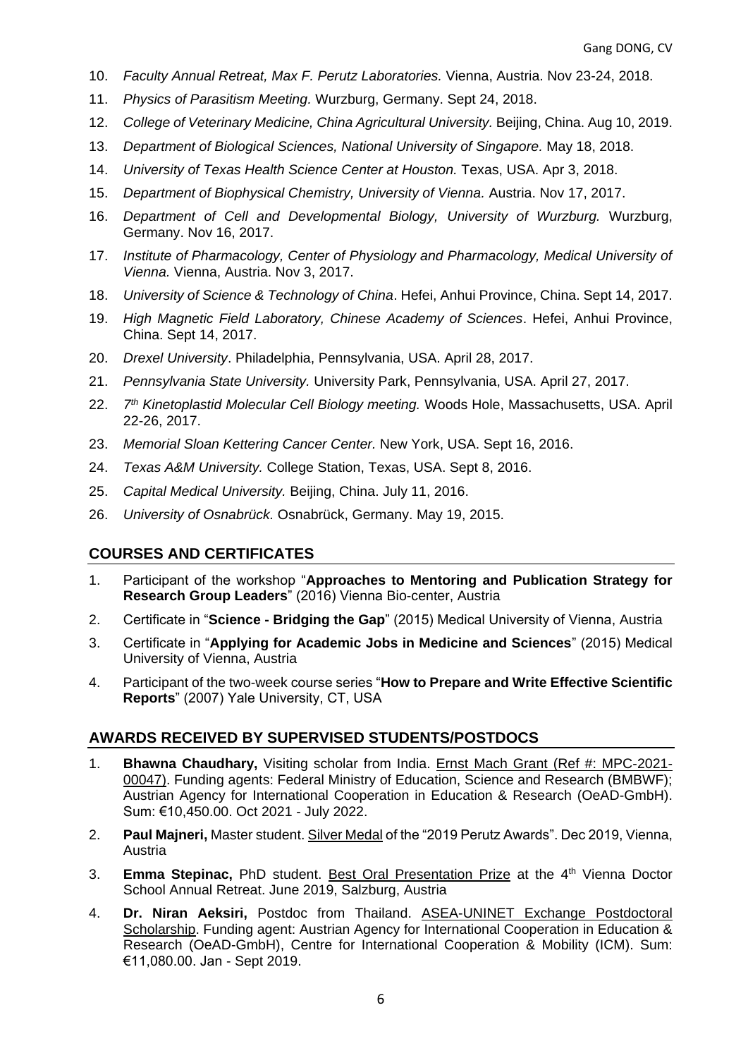10. *Faculty Annual Retreat, Max F. Perutz Laboratories.* Vienna, Austria. Nov 23-24, 2018.
11. *Physics of Parasitism Meeting.* Wurzburg, Germany. Sept 24, 2018.
12. *College of Veterinary Medicine, China Agricultural University.* Beijing, China. Aug 10, 2019.
13. *Department of Biological Sciences, National University of Singapore.* May 18, 2018.
14. *University of Texas Health Science Center at Houston.* Texas, USA. Apr 3, 2018.
15. *Department of Biophysical Chemistry, University of Vienna.* Austria. Nov 17, 2017.
16. *Department of Cell and Developmental Biology, University of Wurzburg.* Wurzburg, Germany. Nov 16, 2017.
17. *Institute of Pharmacology, Center of Physiology and Pharmacology, Medical University of Vienna.* Vienna, Austria. Nov 3, 2017.
18. *University of Science & Technology of China*. Hefei, Anhui Province, China. Sept 14, 2017.
19. *High Magnetic Field Laboratory, Chinese Academy of Sciences*. Hefei, Anhui Province, China. Sept 14, 2017.
20. *Drexel University*. Philadelphia, Pennsylvania, USA. April 28, 2017.
21. *Pennsylvania State University.* University Park, Pennsylvania, USA. April 27, 2017.
22. *7th Kinetoplastid Molecular Cell Biology meeting.* Woods Hole, Massachusetts, USA. April 22-26, 2017.
23. *Memorial Sloan Kettering Cancer Center.* New York, USA. Sept 16, 2016.
24. *Texas A&M University.* College Station, Texas, USA. Sept 8, 2016.
25. *Capital Medical University.* Beijing, China. July 11, 2016.
26. *University of Osnabrück.* Osnabrück, Germany. May 19, 2015.

## COURSES AND CERTIFICATES

1. Participant of the workshop "**Approaches to Mentoring and Publication Strategy for Research Group Leaders**" (2016) Vienna Bio-center, Austria
2. Certificate in "**Science - Bridging the Gap**" (2015) Medical University of Vienna, Austria
3. Certificate in "**Applying for Academic Jobs in Medicine and Sciences**" (2015) Medical University of Vienna, Austria
4. Participant of the two-week course series "**How to Prepare and Write Effective Scientific Reports**" (2007) Yale University, CT, USA

## AWARDS RECEIVED BY SUPERVISED STUDENTS/POSTDOCS

1. **Bhawna Chaudhary,** Visiting scholar from India. Ernst Mach Grant (Ref #: MPC-2021-00047). Funding agents: Federal Ministry of Education, Science and Research (BMBWF); Austrian Agency for International Cooperation in Education & Research (OeAD-GmbH). Sum: €10,450.00. Oct 2021 - July 2022.
2. **Paul Majneri,** Master student. Silver Medal of the "2019 Perutz Awards". Dec 2019, Vienna, Austria
3. **Emma Stepinac,** PhD student. Best Oral Presentation Prize at the 4th Vienna Doctor School Annual Retreat. June 2019, Salzburg, Austria
4. **Dr. Niran Aeksiri,** Postdoc from Thailand. ASEA-UNINET Exchange Postdoctoral Scholarship. Funding agent: Austrian Agency for International Cooperation in Education & Research (OeAD-GmbH), Centre for International Cooperation & Mobility (ICM). Sum: €11,080.00. Jan - Sept 2019.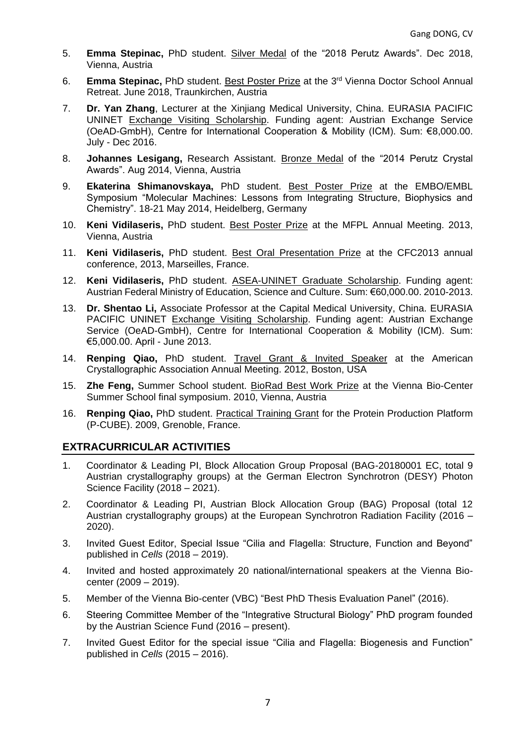5. **Emma Stepinac,** PhD student. Silver Medal of the "2018 Perutz Awards". Dec 2018, Vienna, Austria

6. **Emma Stepinac,** PhD student. Best Poster Prize at the 3rd Vienna Doctor School Annual Retreat. June 2018, Traunkirchen, Austria

7. **Dr. Yan Zhang**, Lecturer at the Xinjiang Medical University, China. EURASIA PACIFIC UNINET Exchange Visiting Scholarship. Funding agent: Austrian Exchange Service (OeAD-GmbH), Centre for International Cooperation & Mobility (ICM). Sum: €8,000.00. July - Dec 2016.

8. **Johannes Lesigang,** Research Assistant. Bronze Medal of the "2014 Perutz Crystal Awards". Aug 2014, Vienna, Austria

9. **Ekaterina Shimanovskaya,** PhD student. Best Poster Prize at the EMBO/EMBL Symposium "Molecular Machines: Lessons from Integrating Structure, Biophysics and Chemistry". 18-21 May 2014, Heidelberg, Germany

10. **Keni Vidilaseris,** PhD student. Best Poster Prize at the MFPL Annual Meeting. 2013, Vienna, Austria

11. **Keni Vidilaseris,** PhD student. Best Oral Presentation Prize at the CFC2013 annual conference, 2013, Marseilles, France.

12. **Keni Vidilaseris,** PhD student. ASEA-UNINET Graduate Scholarship. Funding agent: Austrian Federal Ministry of Education, Science and Culture. Sum: €60,000.00. 2010-2013.

13. **Dr. Shentao Li,** Associate Professor at the Capital Medical University, China. EURASIA PACIFIC UNINET Exchange Visiting Scholarship. Funding agent: Austrian Exchange Service (OeAD-GmbH), Centre for International Cooperation & Mobility (ICM). Sum: €5,000.00. April - June 2013.

14. **Renping Qiao,** PhD student. Travel Grant & Invited Speaker at the American Crystallographic Association Annual Meeting. 2012, Boston, USA

15. **Zhe Feng,** Summer School student. BioRad Best Work Prize at the Vienna Bio-Center Summer School final symposium. 2010, Vienna, Austria

16. **Renping Qiao,** PhD student. Practical Training Grant for the Protein Production Platform (P-CUBE). 2009, Grenoble, France.

## EXTRACURRICULAR ACTIVITIES

1. Coordinator & Leading PI, Block Allocation Group Proposal (BAG-20180001 EC, total 9 Austrian crystallography groups) at the German Electron Synchrotron (DESY) Photon Science Facility (2018 – 2021).

2. Coordinator & Leading PI, Austrian Block Allocation Group (BAG) Proposal (total 12 Austrian crystallography groups) at the European Synchrotron Radiation Facility (2016 – 2020).

3. Invited Guest Editor, Special Issue "Cilia and Flagella: Structure, Function and Beyond" published in *Cells* (2018 – 2019).

4. Invited and hosted approximately 20 national/international speakers at the Vienna Bio-center (2009 – 2019).

5. Member of the Vienna Bio-center (VBC) "Best PhD Thesis Evaluation Panel" (2016).

6. Steering Committee Member of the "Integrative Structural Biology" PhD program founded by the Austrian Science Fund (2016 – present).

7. Invited Guest Editor for the special issue "Cilia and Flagella: Biogenesis and Function" published in *Cells* (2015 – 2016).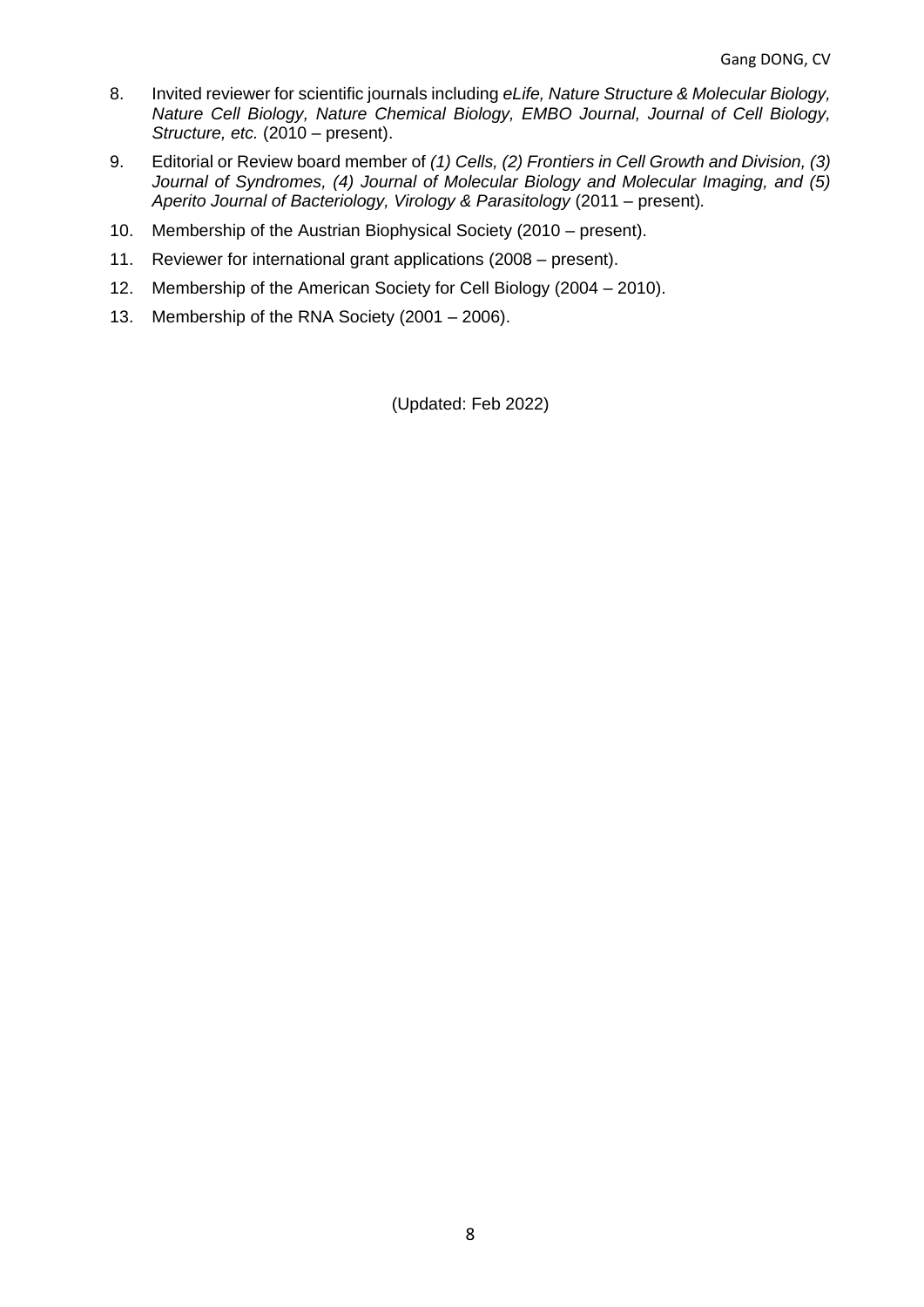8. Invited reviewer for scientific journals including *eLife, Nature Structure & Molecular Biology, Nature Cell Biology, Nature Chemical Biology, EMBO Journal, Journal of Cell Biology, Structure, etc.* (2010 – present).
9. Editorial or Review board member of *(1) Cells, (2) Frontiers in Cell Growth and Division, (3) Journal of Syndromes, (4) Journal of Molecular Biology and Molecular Imaging, and (5) Aperito Journal of Bacteriology, Virology & Parasitology* (2011 – present).
10. Membership of the Austrian Biophysical Society (2010 – present).
11. Reviewer for international grant applications (2008 – present).
12. Membership of the American Society for Cell Biology (2004 – 2010).
13. Membership of the RNA Society (2001 – 2006).

(Updated: Feb 2022)